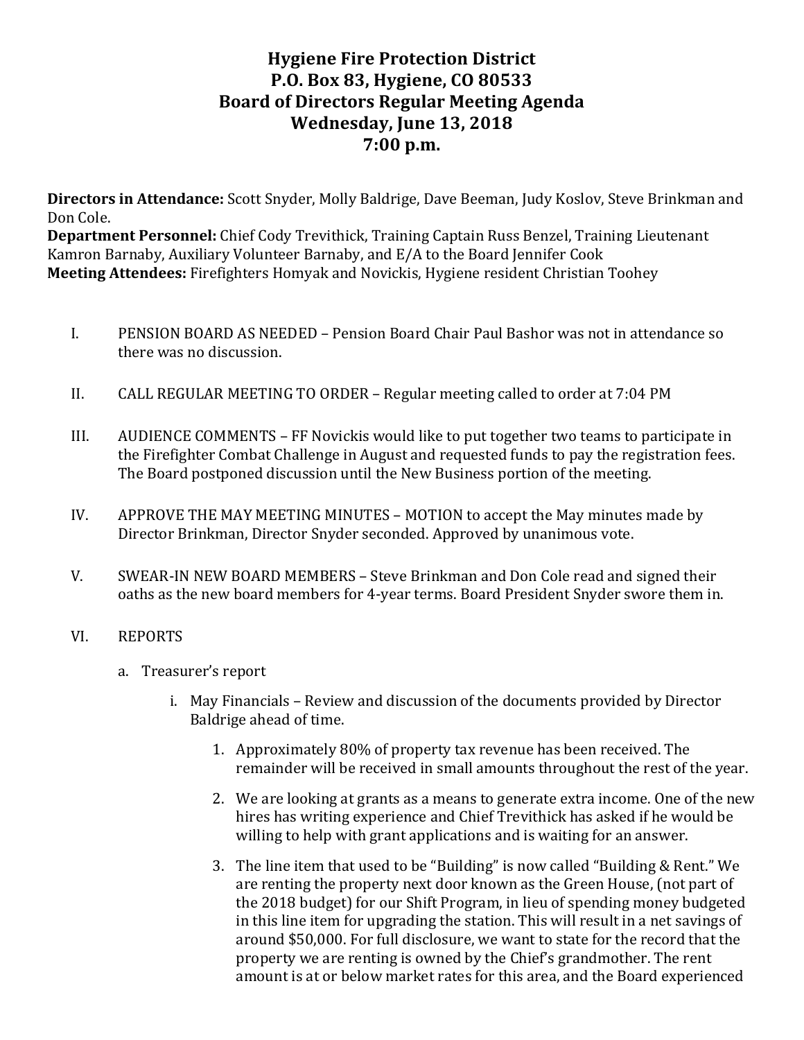# Hygiene Fire Protection District
## P.O. Box 83, Hygiene, CO 80533
## Board of Directors Regular Meeting Agenda
## Wednesday, June 13, 2018
## 7:00 p.m.

**Directors in Attendance:** Scott Snyder, Molly Baldrige, Dave Beeman, Judy Koslov, Steve Brinkman and Don Cole.
**Department Personnel:** Chief Cody Trevithick, Training Captain Russ Benzel, Training Lieutenant Kamron Barnaby, Auxiliary Volunteer Barnaby, and E/A to the Board Jennifer Cook
**Meeting Attendees:** Firefighters Homyak and Novickis, Hygiene resident Christian Toohey

I. PENSION BOARD AS NEEDED – Pension Board Chair Paul Bashor was not in attendance so there was no discussion.

II. CALL REGULAR MEETING TO ORDER – Regular meeting called to order at 7:04 PM

III. AUDIENCE COMMENTS – FF Novickis would like to put together two teams to participate in the Firefighter Combat Challenge in August and requested funds to pay the registration fees. The Board postponed discussion until the New Business portion of the meeting.

IV. APPROVE THE MAY MEETING MINUTES – MOTION to accept the May minutes made by Director Brinkman, Director Snyder seconded. Approved by unanimous vote.

V. SWEAR-IN NEW BOARD MEMBERS – Steve Brinkman and Don Cole read and signed their oaths as the new board members for 4-year terms. Board President Snyder swore them in.

VI. REPORTS

a. Treasurer's report

i. May Financials – Review and discussion of the documents provided by Director Baldrige ahead of time.

1. Approximately 80% of property tax revenue has been received. The remainder will be received in small amounts throughout the rest of the year.

2. We are looking at grants as a means to generate extra income. One of the new hires has writing experience and Chief Trevithick has asked if he would be willing to help with grant applications and is waiting for an answer.

3. The line item that used to be "Building" is now called "Building & Rent." We are renting the property next door known as the Green House, (not part of the 2018 budget) for our Shift Program, in lieu of spending money budgeted in this line item for upgrading the station. This will result in a net savings of around $50,000. For full disclosure, we want to state for the record that the property we are renting is owned by the Chief's grandmother. The rent amount is at or below market rates for this area, and the Board experienced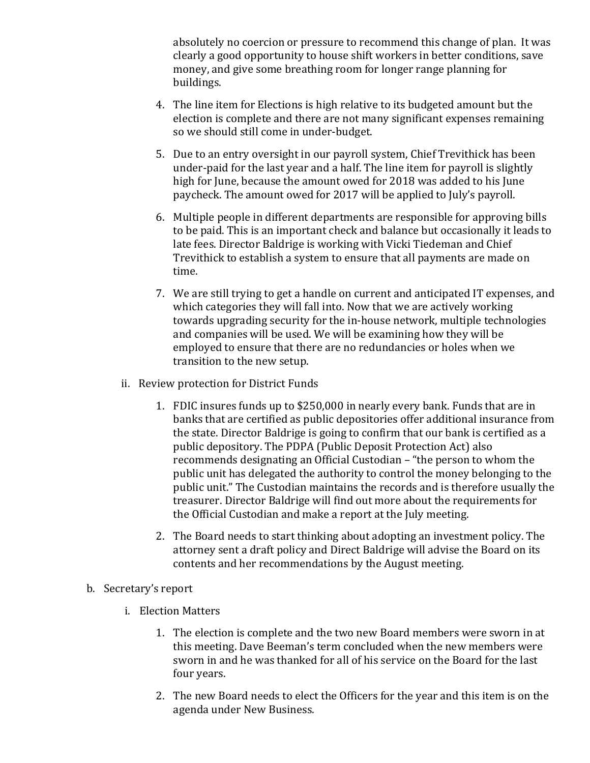absolutely no coercion or pressure to recommend this change of plan. It was clearly a good opportunity to house shift workers in better conditions, save money, and give some breathing room for longer range planning for buildings.

4. The line item for Elections is high relative to its budgeted amount but the election is complete and there are not many significant expenses remaining so we should still come in under-budget.

5. Due to an entry oversight in our payroll system, Chief Trevithick has been under-paid for the last year and a half. The line item for payroll is slightly high for June, because the amount owed for 2018 was added to his June paycheck. The amount owed for 2017 will be applied to July's payroll.

6. Multiple people in different departments are responsible for approving bills to be paid. This is an important check and balance but occasionally it leads to late fees. Director Baldrige is working with Vicki Tiedeman and Chief Trevithick to establish a system to ensure that all payments are made on time.

7. We are still trying to get a handle on current and anticipated IT expenses, and which categories they will fall into. Now that we are actively working towards upgrading security for the in-house network, multiple technologies and companies will be used. We will be examining how they will be employed to ensure that there are no redundancies or holes when we transition to the new setup.

ii. Review protection for District Funds

1. FDIC insures funds up to $250,000 in nearly every bank. Funds that are in banks that are certified as public depositories offer additional insurance from the state. Director Baldrige is going to confirm that our bank is certified as a public depository. The PDPA (Public Deposit Protection Act) also recommends designating an Official Custodian – "the person to whom the public unit has delegated the authority to control the money belonging to the public unit." The Custodian maintains the records and is therefore usually the treasurer. Director Baldrige will find out more about the requirements for the Official Custodian and make a report at the July meeting.

2. The Board needs to start thinking about adopting an investment policy. The attorney sent a draft policy and Direct Baldrige will advise the Board on its contents and her recommendations by the August meeting.

b. Secretary's report

i. Election Matters

1. The election is complete and the two new Board members were sworn in at this meeting. Dave Beeman's term concluded when the new members were sworn in and he was thanked for all of his service on the Board for the last four years.

2. The new Board needs to elect the Officers for the year and this item is on the agenda under New Business.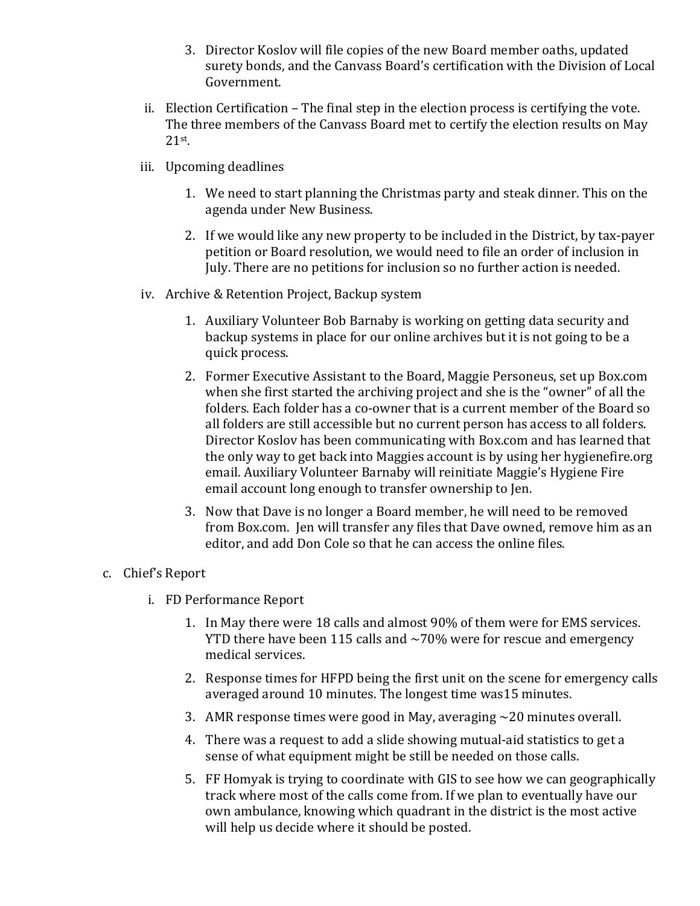3. Director Koslov will file copies of the new Board member oaths, updated surety bonds, and the Canvass Board's certification with the Division of Local Government.

ii. Election Certification – The final step in the election process is certifying the vote. The three members of the Canvass Board met to certify the election results on May 21st.

iii. Upcoming deadlines

1. We need to start planning the Christmas party and steak dinner. This on the agenda under New Business.

2. If we would like any new property to be included in the District, by tax-payer petition or Board resolution, we would need to file an order of inclusion in July. There are no petitions for inclusion so no further action is needed.

iv. Archive & Retention Project, Backup system

1. Auxiliary Volunteer Bob Barnaby is working on getting data security and backup systems in place for our online archives but it is not going to be a quick process.

2. Former Executive Assistant to the Board, Maggie Personeus, set up Box.com when she first started the archiving project and she is the "owner" of all the folders. Each folder has a co-owner that is a current member of the Board so all folders are still accessible but no current person has access to all folders. Director Koslov has been communicating with Box.com and has learned that the only way to get back into Maggies account is by using her hygienefire.org email. Auxiliary Volunteer Barnaby will reinitiate Maggie's Hygiene Fire email account long enough to transfer ownership to Jen.

3. Now that Dave is no longer a Board member, he will need to be removed from Box.com. Jen will transfer any files that Dave owned, remove him as an editor, and add Don Cole so that he can access the online files.

c. Chief's Report

i. FD Performance Report

1. In May there were 18 calls and almost 90% of them were for EMS services. YTD there have been 115 calls and ~70% were for rescue and emergency medical services.

2. Response times for HFPD being the first unit on the scene for emergency calls averaged around 10 minutes. The longest time was15 minutes.

3. AMR response times were good in May, averaging ~20 minutes overall.

4. There was a request to add a slide showing mutual-aid statistics to get a sense of what equipment might be still be needed on those calls.

5. FF Homyak is trying to coordinate with GIS to see how we can geographically track where most of the calls come from. If we plan to eventually have our own ambulance, knowing which quadrant in the district is the most active will help us decide where it should be posted.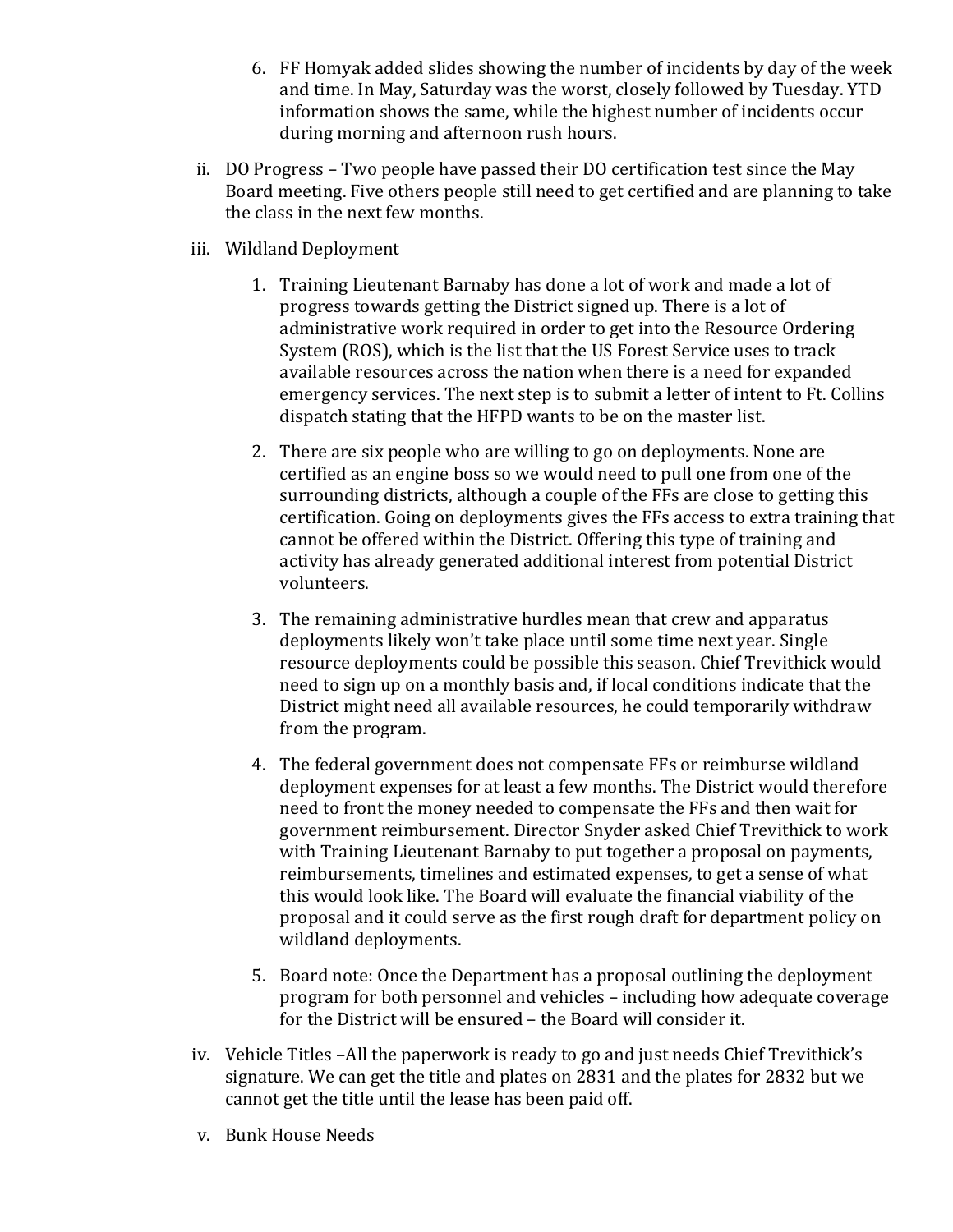6. FF Homyak added slides showing the number of incidents by day of the week and time. In May, Saturday was the worst, closely followed by Tuesday. YTD information shows the same, while the highest number of incidents occur during morning and afternoon rush hours.

ii. DO Progress – Two people have passed their DO certification test since the May Board meeting. Five others people still need to get certified and are planning to take the class in the next few months.

iii. Wildland Deployment

1. Training Lieutenant Barnaby has done a lot of work and made a lot of progress towards getting the District signed up. There is a lot of administrative work required in order to get into the Resource Ordering System (ROS), which is the list that the US Forest Service uses to track available resources across the nation when there is a need for expanded emergency services. The next step is to submit a letter of intent to Ft. Collins dispatch stating that the HFPD wants to be on the master list.

2. There are six people who are willing to go on deployments. None are certified as an engine boss so we would need to pull one from one of the surrounding districts, although a couple of the FFs are close to getting this certification. Going on deployments gives the FFs access to extra training that cannot be offered within the District. Offering this type of training and activity has already generated additional interest from potential District volunteers.

3. The remaining administrative hurdles mean that crew and apparatus deployments likely won't take place until some time next year. Single resource deployments could be possible this season. Chief Trevithick would need to sign up on a monthly basis and, if local conditions indicate that the District might need all available resources, he could temporarily withdraw from the program.

4. The federal government does not compensate FFs or reimburse wildland deployment expenses for at least a few months. The District would therefore need to front the money needed to compensate the FFs and then wait for government reimbursement. Director Snyder asked Chief Trevithick to work with Training Lieutenant Barnaby to put together a proposal on payments, reimbursements, timelines and estimated expenses, to get a sense of what this would look like. The Board will evaluate the financial viability of the proposal and it could serve as the first rough draft for department policy on wildland deployments.

5. Board note: Once the Department has a proposal outlining the deployment program for both personnel and vehicles – including how adequate coverage for the District will be ensured – the Board will consider it.

iv. Vehicle Titles –All the paperwork is ready to go and just needs Chief Trevithick's signature. We can get the title and plates on 2831 and the plates for 2832 but we cannot get the title until the lease has been paid off.

v. Bunk House Needs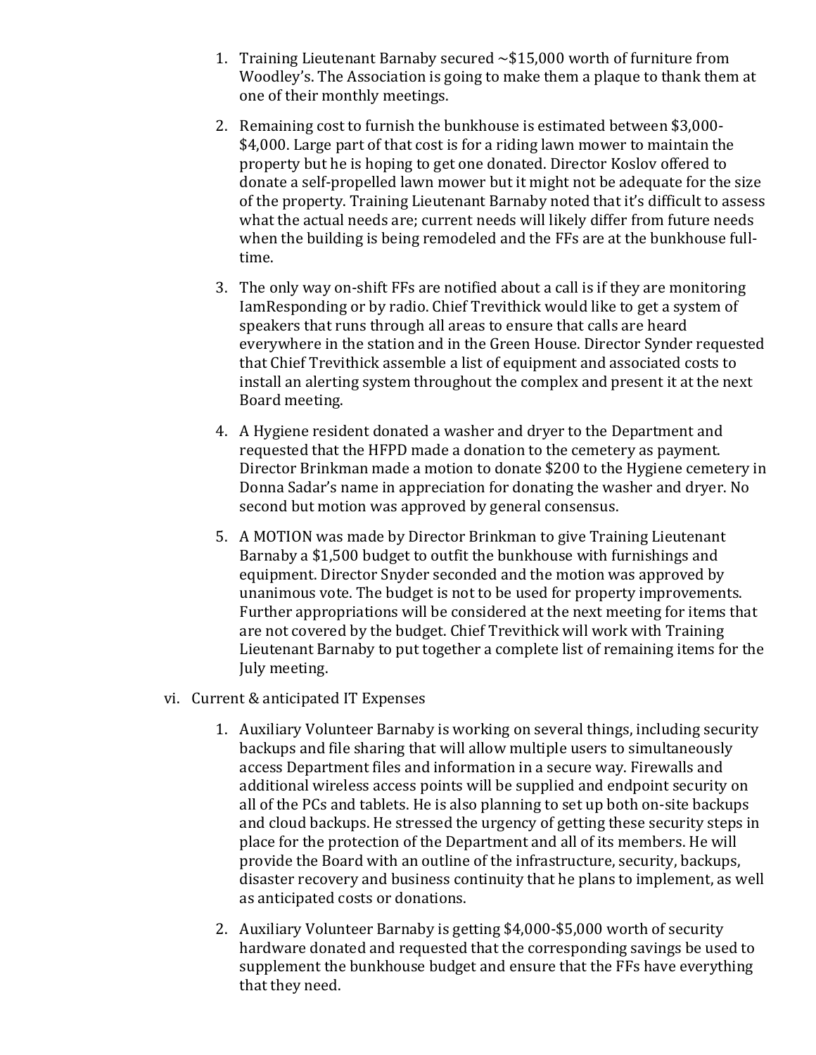1. Training Lieutenant Barnaby secured ~$15,000 worth of furniture from Woodley's. The Association is going to make them a plaque to thank them at one of their monthly meetings.

2. Remaining cost to furnish the bunkhouse is estimated between $3,000-$4,000. Large part of that cost is for a riding lawn mower to maintain the property but he is hoping to get one donated. Director Koslov offered to donate a self-propelled lawn mower but it might not be adequate for the size of the property. Training Lieutenant Barnaby noted that it's difficult to assess what the actual needs are; current needs will likely differ from future needs when the building is being remodeled and the FFs are at the bunkhouse full-time.

3. The only way on-shift FFs are notified about a call is if they are monitoring IamResponding or by radio. Chief Trevithick would like to get a system of speakers that runs through all areas to ensure that calls are heard everywhere in the station and in the Green House. Director Synder requested that Chief Trevithick assemble a list of equipment and associated costs to install an alerting system throughout the complex and present it at the next Board meeting.

4. A Hygiene resident donated a washer and dryer to the Department and requested that the HFPD made a donation to the cemetery as payment. Director Brinkman made a motion to donate $200 to the Hygiene cemetery in Donna Sadar's name in appreciation for donating the washer and dryer. No second but motion was approved by general consensus.

5. A MOTION was made by Director Brinkman to give Training Lieutenant Barnaby a $1,500 budget to outfit the bunkhouse with furnishings and equipment. Director Snyder seconded and the motion was approved by unanimous vote. The budget is not to be used for property improvements. Further appropriations will be considered at the next meeting for items that are not covered by the budget. Chief Trevithick will work with Training Lieutenant Barnaby to put together a complete list of remaining items for the July meeting.

vi. Current & anticipated IT Expenses

1. Auxiliary Volunteer Barnaby is working on several things, including security backups and file sharing that will allow multiple users to simultaneously access Department files and information in a secure way. Firewalls and additional wireless access points will be supplied and endpoint security on all of the PCs and tablets. He is also planning to set up both on-site backups and cloud backups. He stressed the urgency of getting these security steps in place for the protection of the Department and all of its members. He will provide the Board with an outline of the infrastructure, security, backups, disaster recovery and business continuity that he plans to implement, as well as anticipated costs or donations.

2. Auxiliary Volunteer Barnaby is getting $4,000-$5,000 worth of security hardware donated and requested that the corresponding savings be used to supplement the bunkhouse budget and ensure that the FFs have everything that they need.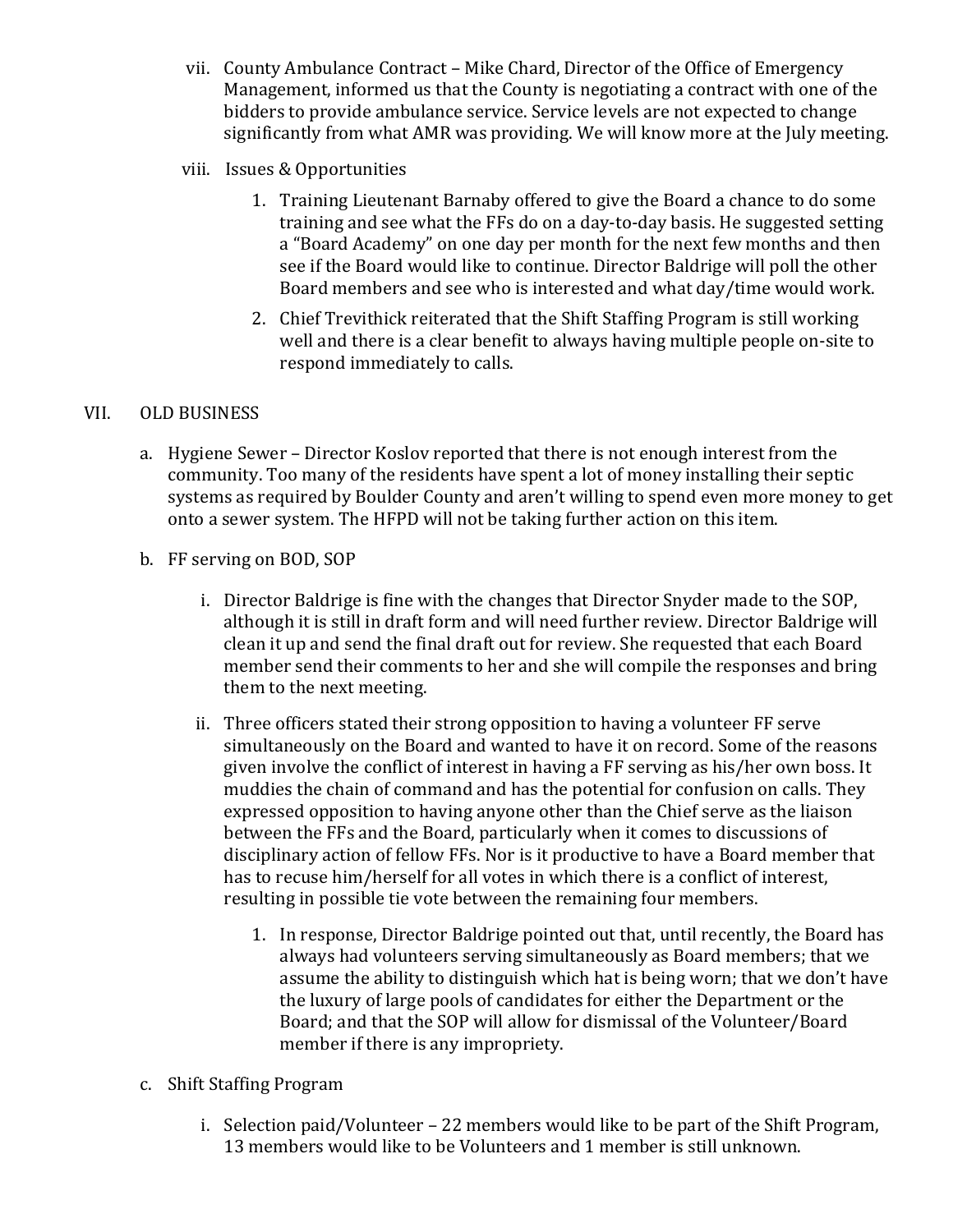vii. County Ambulance Contract – Mike Chard, Director of the Office of Emergency Management, informed us that the County is negotiating a contract with one of the bidders to provide ambulance service. Service levels are not expected to change significantly from what AMR was providing. We will know more at the July meeting.

viii. Issues & Opportunities

1. Training Lieutenant Barnaby offered to give the Board a chance to do some training and see what the FFs do on a day-to-day basis. He suggested setting a "Board Academy" on one day per month for the next few months and then see if the Board would like to continue. Director Baldrige will poll the other Board members and see who is interested and what day/time would work.
2. Chief Trevithick reiterated that the Shift Staffing Program is still working well and there is a clear benefit to always having multiple people on-site to respond immediately to calls.

## VII. OLD BUSINESS

a. Hygiene Sewer – Director Koslov reported that there is not enough interest from the community. Too many of the residents have spent a lot of money installing their septic systems as required by Boulder County and aren't willing to spend even more money to get onto a sewer system. The HFPD will not be taking further action on this item.

b. FF serving on BOD, SOP

i. Director Baldrige is fine with the changes that Director Snyder made to the SOP, although it is still in draft form and will need further review. Director Baldrige will clean it up and send the final draft out for review. She requested that each Board member send their comments to her and she will compile the responses and bring them to the next meeting.

ii. Three officers stated their strong opposition to having a volunteer FF serve simultaneously on the Board and wanted to have it on record. Some of the reasons given involve the conflict of interest in having a FF serving as his/her own boss. It muddies the chain of command and has the potential for confusion on calls. They expressed opposition to having anyone other than the Chief serve as the liaison between the FFs and the Board, particularly when it comes to discussions of disciplinary action of fellow FFs. Nor is it productive to have a Board member that has to recuse him/herself for all votes in which there is a conflict of interest, resulting in possible tie vote between the remaining four members.

1. In response, Director Baldrige pointed out that, until recently, the Board has always had volunteers serving simultaneously as Board members; that we assume the ability to distinguish which hat is being worn; that we don't have the luxury of large pools of candidates for either the Department or the Board; and that the SOP will allow for dismissal of the Volunteer/Board member if there is any impropriety.

c. Shift Staffing Program

i. Selection paid/Volunteer – 22 members would like to be part of the Shift Program, 13 members would like to be Volunteers and 1 member is still unknown.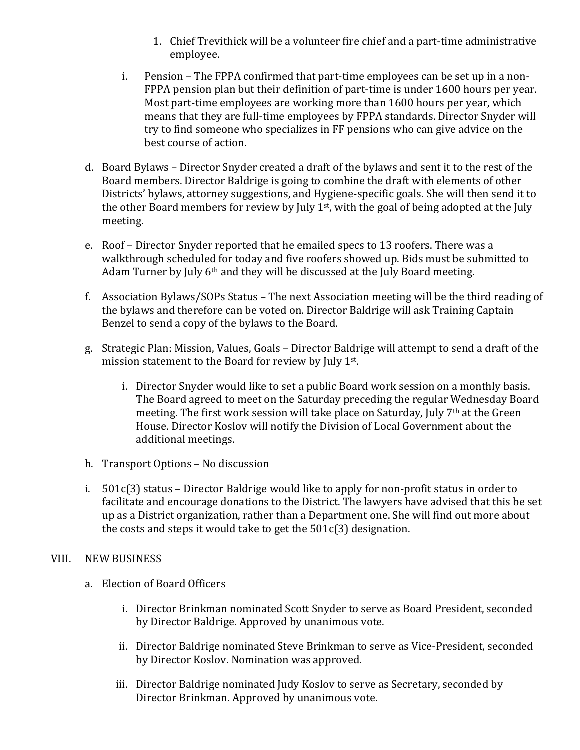1. Chief Trevithick will be a volunteer fire chief and a part-time administrative employee.

i. Pension – The FPPA confirmed that part-time employees can be set up in a non-FPPA pension plan but their definition of part-time is under 1600 hours per year. Most part-time employees are working more than 1600 hours per year, which means that they are full-time employees by FPPA standards. Director Snyder will try to find someone who specializes in FF pensions who can give advice on the best course of action.

d. Board Bylaws – Director Snyder created a draft of the bylaws and sent it to the rest of the Board members. Director Baldrige is going to combine the draft with elements of other Districts' bylaws, attorney suggestions, and Hygiene-specific goals. She will then send it to the other Board members for review by July 1st, with the goal of being adopted at the July meeting.

e. Roof – Director Snyder reported that he emailed specs to 13 roofers. There was a walkthrough scheduled for today and five roofers showed up. Bids must be submitted to Adam Turner by July 6th and they will be discussed at the July Board meeting.

f. Association Bylaws/SOPs Status – The next Association meeting will be the third reading of the bylaws and therefore can be voted on. Director Baldrige will ask Training Captain Benzel to send a copy of the bylaws to the Board.

g. Strategic Plan: Mission, Values, Goals – Director Baldrige will attempt to send a draft of the mission statement to the Board for review by July 1st.

   i. Director Snyder would like to set a public Board work session on a monthly basis. The Board agreed to meet on the Saturday preceding the regular Wednesday Board meeting. The first work session will take place on Saturday, July 7th at the Green House. Director Koslov will notify the Division of Local Government about the additional meetings.

h. Transport Options – No discussion

i. 501c(3) status – Director Baldrige would like to apply for non-profit status in order to facilitate and encourage donations to the District. The lawyers have advised that this be set up as a District organization, rather than a Department one. She will find out more about the costs and steps it would take to get the 501c(3) designation.

## VIII. NEW BUSINESS

a. Election of Board Officers

   i. Director Brinkman nominated Scott Snyder to serve as Board President, seconded by Director Baldrige. Approved by unanimous vote.

   ii. Director Baldrige nominated Steve Brinkman to serve as Vice-President, seconded by Director Koslov. Nomination was approved.

   iii. Director Baldrige nominated Judy Koslov to serve as Secretary, seconded by Director Brinkman. Approved by unanimous vote.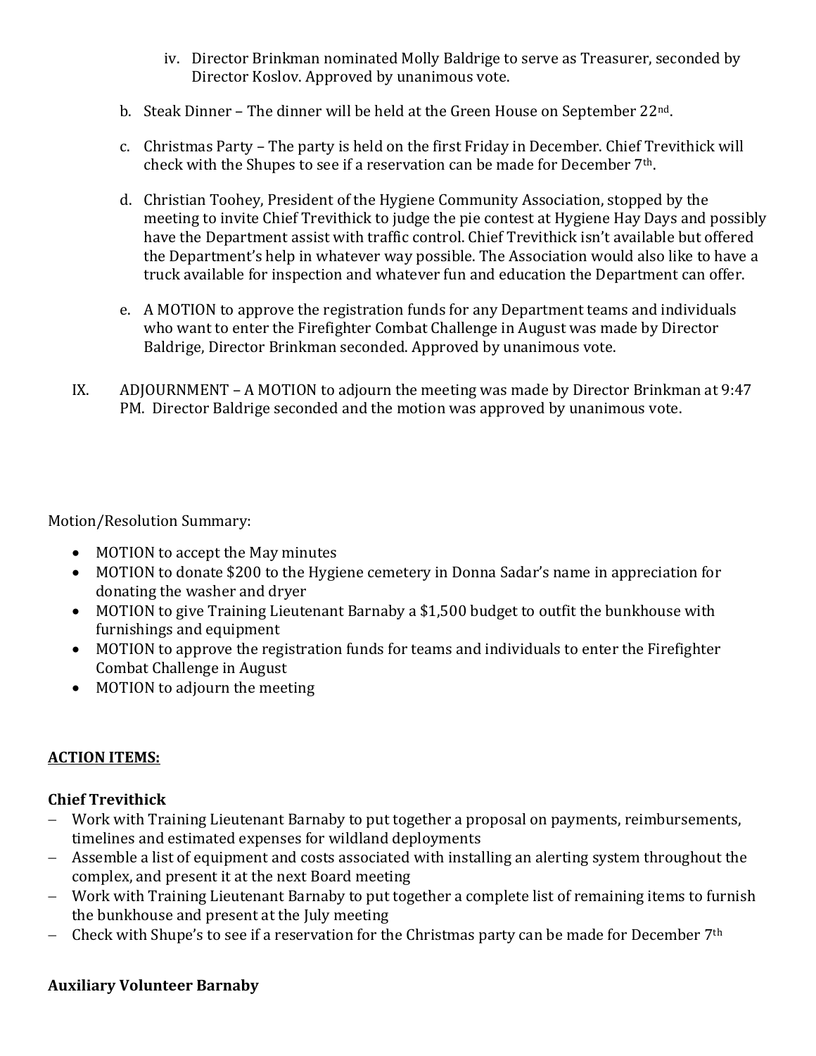iv. Director Brinkman nominated Molly Baldrige to serve as Treasurer, seconded by Director Koslov. Approved by unanimous vote.

b. Steak Dinner – The dinner will be held at the Green House on September 22nd.

c. Christmas Party – The party is held on the first Friday in December. Chief Trevithick will check with the Shupes to see if a reservation can be made for December 7th.

d. Christian Toohey, President of the Hygiene Community Association, stopped by the meeting to invite Chief Trevithick to judge the pie contest at Hygiene Hay Days and possibly have the Department assist with traffic control. Chief Trevithick isn't available but offered the Department's help in whatever way possible. The Association would also like to have a truck available for inspection and whatever fun and education the Department can offer.

e. A MOTION to approve the registration funds for any Department teams and individuals who want to enter the Firefighter Combat Challenge in August was made by Director Baldrige, Director Brinkman seconded. Approved by unanimous vote.

IX. ADJOURNMENT – A MOTION to adjourn the meeting was made by Director Brinkman at 9:47 PM. Director Baldrige seconded and the motion was approved by unanimous vote.

Motion/Resolution Summary:

- MOTION to accept the May minutes
- MOTION to donate $200 to the Hygiene cemetery in Donna Sadar's name in appreciation for donating the washer and dryer
- MOTION to give Training Lieutenant Barnaby a $1,500 budget to outfit the bunkhouse with furnishings and equipment
- MOTION to approve the registration funds for teams and individuals to enter the Firefighter Combat Challenge in August
- MOTION to adjourn the meeting

**ACTION ITEMS:**

**Chief Trevithick**

- Work with Training Lieutenant Barnaby to put together a proposal on payments, reimbursements, timelines and estimated expenses for wildland deployments
- Assemble a list of equipment and costs associated with installing an alerting system throughout the complex, and present it at the next Board meeting
- Work with Training Lieutenant Barnaby to put together a complete list of remaining items to furnish the bunkhouse and present at the July meeting
- Check with Shupe's to see if a reservation for the Christmas party can be made for December 7th

**Auxiliary Volunteer Barnaby**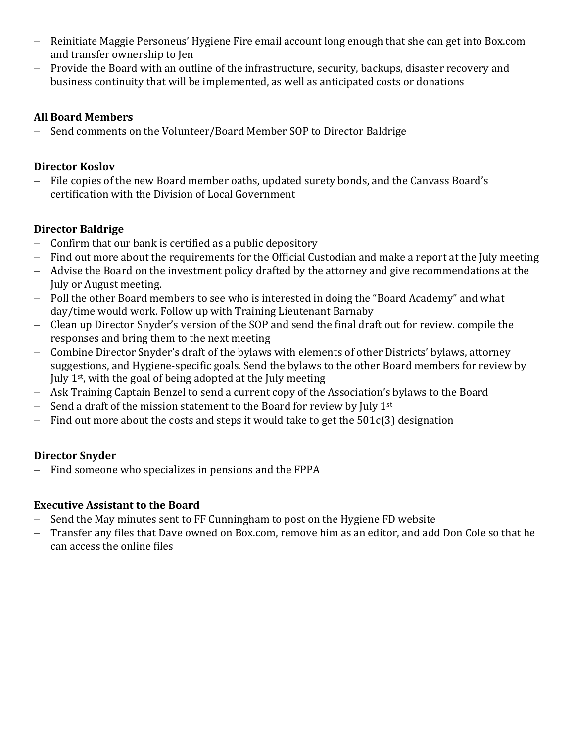- Reinitiate Maggie Personeus' Hygiene Fire email account long enough that she can get into Box.com and transfer ownership to Jen
- Provide the Board with an outline of the infrastructure, security, backups, disaster recovery and business continuity that will be implemented, as well as anticipated costs or donations

**All Board Members**

- Send comments on the Volunteer/Board Member SOP to Director Baldrige

**Director Koslov**

- File copies of the new Board member oaths, updated surety bonds, and the Canvass Board's certification with the Division of Local Government

**Director Baldrige**

- Confirm that our bank is certified as a public depository
- Find out more about the requirements for the Official Custodian and make a report at the July meeting
- Advise the Board on the investment policy drafted by the attorney and give recommendations at the July or August meeting.
- Poll the other Board members to see who is interested in doing the "Board Academy" and what day/time would work. Follow up with Training Lieutenant Barnaby
- Clean up Director Snyder's version of the SOP and send the final draft out for review. compile the responses and bring them to the next meeting
- Combine Director Snyder's draft of the bylaws with elements of other Districts' bylaws, attorney suggestions, and Hygiene-specific goals. Send the bylaws to the other Board members for review by July 1st, with the goal of being adopted at the July meeting
- Ask Training Captain Benzel to send a current copy of the Association's bylaws to the Board
- Send a draft of the mission statement to the Board for review by July 1st
- Find out more about the costs and steps it would take to get the 501c(3) designation

**Director Snyder**

- Find someone who specializes in pensions and the FPPA

**Executive Assistant to the Board**

- Send the May minutes sent to FF Cunningham to post on the Hygiene FD website
- Transfer any files that Dave owned on Box.com, remove him as an editor, and add Don Cole so that he can access the online files